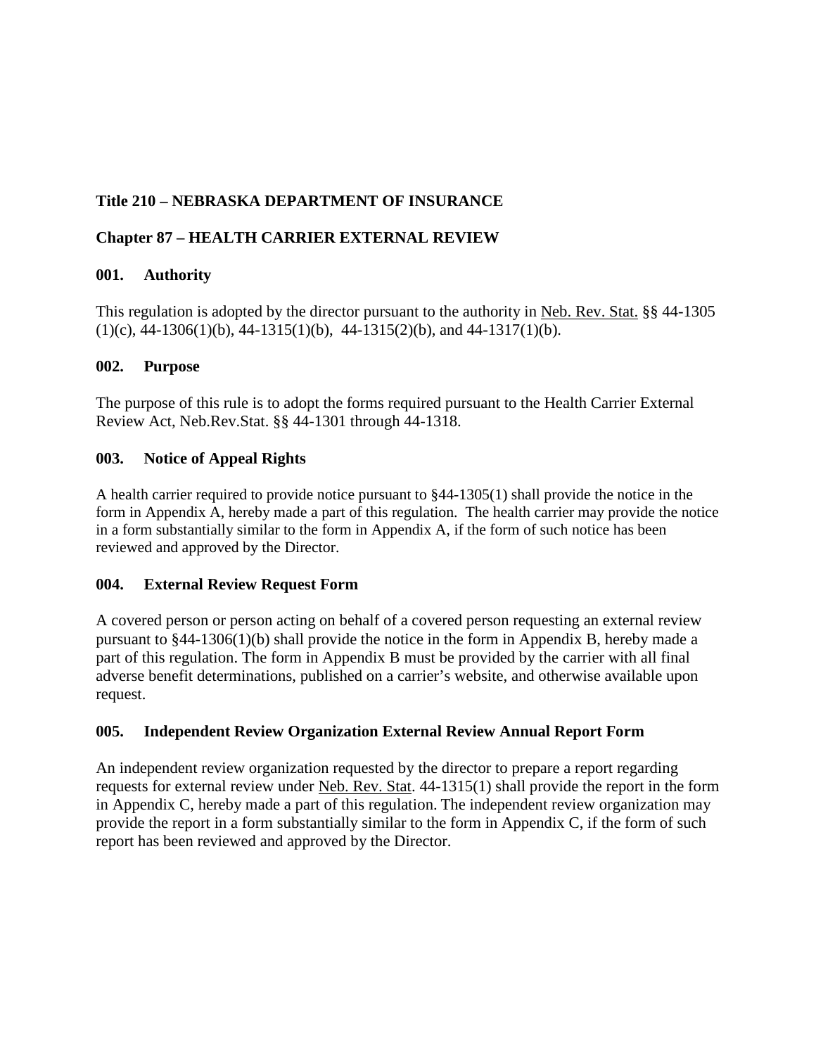# Title 210 – NEBRASKA DEPARTMENT OF INSURANCE

## Chapter 87 – HEALTH CARRIER EXTERNAL REVIEW

### 001. Authority

This regulation is adopted by the director pursuant to the authority in Neb. Rev. Stat. §§ 44-1305 (1)(c), 44-1306(1)(b), 44-1315(1)(b), 44-1315(2)(b), and 44-1317(1)(b).

### 002. Purpose

The purpose of this rule is to adopt the forms required pursuant to the Health Carrier External Review Act, Neb.Rev.Stat. §§ 44-1301 through 44-1318.

### 003. Notice of Appeal Rights

A health carrier required to provide notice pursuant to §44-1305(1) shall provide the notice in the form in Appendix A, hereby made a part of this regulation. The health carrier may provide the notice in a form substantially similar to the form in Appendix A, if the form of such notice has been reviewed and approved by the Director.

### 004. External Review Request Form

A covered person or person acting on behalf of a covered person requesting an external review pursuant to §44-1306(1)(b) shall provide the notice in the form in Appendix B, hereby made a part of this regulation. The form in Appendix B must be provided by the carrier with all final adverse benefit determinations, published on a carrier's website, and otherwise available upon request.

### 005. Independent Review Organization External Review Annual Report Form

An independent review organization requested by the director to prepare a report regarding requests for external review under Neb. Rev. Stat. 44-1315(1) shall provide the report in the form in Appendix C, hereby made a part of this regulation. The independent review organization may provide the report in a form substantially similar to the form in Appendix C, if the form of such report has been reviewed and approved by the Director.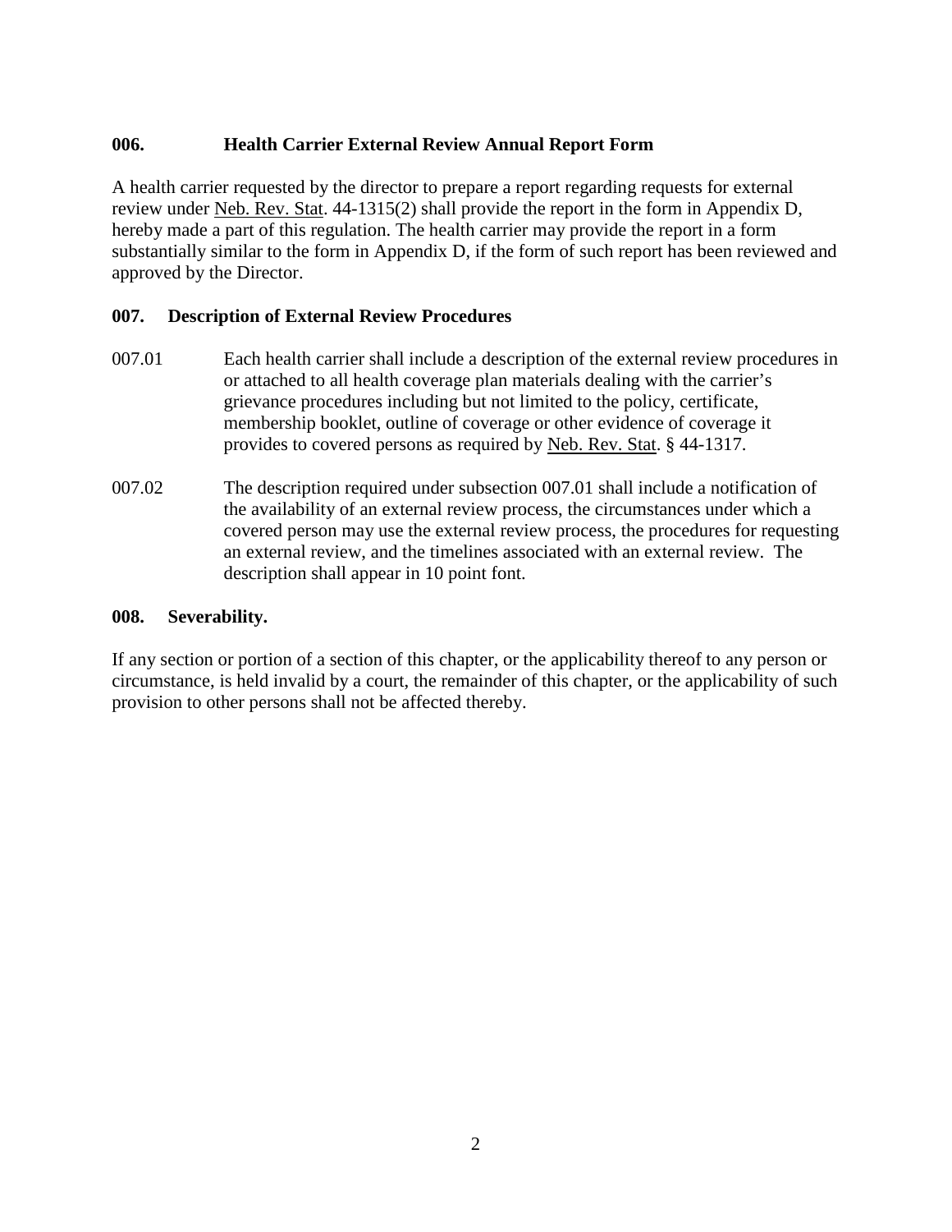**006. Health Carrier External Review Annual Report Form**

A health carrier requested by the director to prepare a report regarding requests for external review under Neb. Rev. Stat. 44-1315(2) shall provide the report in the form in Appendix D, hereby made a part of this regulation. The health carrier may provide the report in a form substantially similar to the form in Appendix D, if the form of such report has been reviewed and approved by the Director.

**007. Description of External Review Procedures**

007.01 Each health carrier shall include a description of the external review procedures in or attached to all health coverage plan materials dealing with the carrier's grievance procedures including but not limited to the policy, certificate, membership booklet, outline of coverage or other evidence of coverage it provides to covered persons as required by Neb. Rev. Stat. § 44-1317.

007.02 The description required under subsection 007.01 shall include a notification of the availability of an external review process, the circumstances under which a covered person may use the external review process, the procedures for requesting an external review, and the timelines associated with an external review. The description shall appear in 10 point font.

**008. Severability.**

If any section or portion of a section of this chapter, or the applicability thereof to any person or circumstance, is held invalid by a court, the remainder of this chapter, or the applicability of such provision to other persons shall not be affected thereby.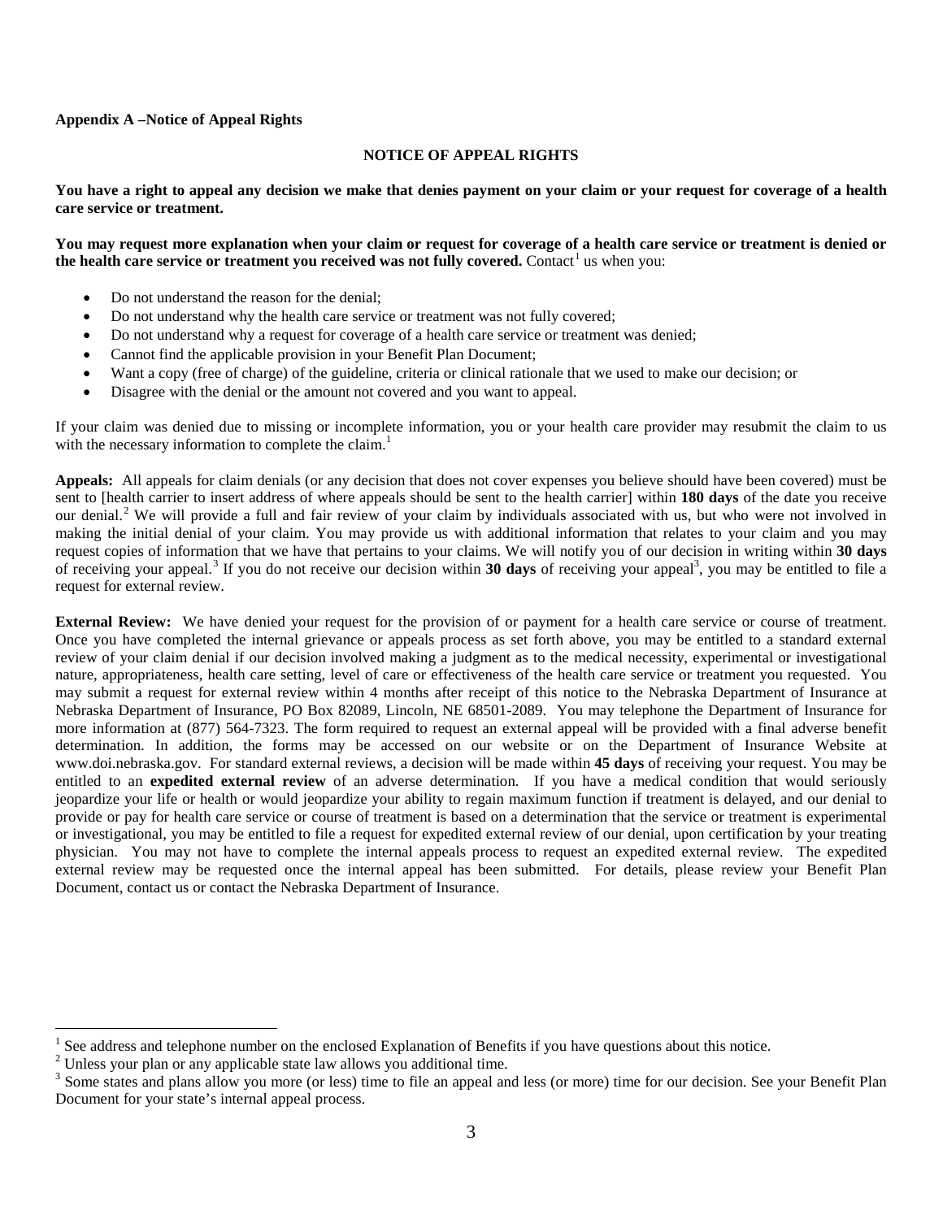**Appendix A –Notice of Appeal Rights**

## NOTICE OF APPEAL RIGHTS

**You have a right to appeal any decision we make that denies payment on your claim or your request for coverage of a health care service or treatment.**

**You may request more explanation when your claim or request for coverage of a health care service or treatment is denied or the health care service or treatment you received was not fully covered.** Contact[1] us when you:

- Do not understand the reason for the denial;
- Do not understand why the health care service or treatment was not fully covered;
- Do not understand why a request for coverage of a health care service or treatment was denied;
- Cannot find the applicable provision in your Benefit Plan Document;
- Want a copy (free of charge) of the guideline, criteria or clinical rationale that we used to make our decision; or
- Disagree with the denial or the amount not covered and you want to appeal.

If your claim was denied due to missing or incomplete information, you or your health care provider may resubmit the claim to us with the necessary information to complete the claim.[1]

**Appeals:** All appeals for claim denials (or any decision that does not cover expenses you believe should have been covered) must be sent to [health carrier to insert address of where appeals should be sent to the health carrier] within **180 days** of the date you receive our denial.[2] We will provide a full and fair review of your claim by individuals associated with us, but who were not involved in making the initial denial of your claim. You may provide us with additional information that relates to your claim and you may request copies of information that we have that pertains to your claims. We will notify you of our decision in writing within **30 days** of receiving your appeal.[3] If you do not receive our decision within **30 days** of receiving your appeal[3], you may be entitled to file a request for external review.

**External Review:** We have denied your request for the provision of or payment for a health care service or course of treatment. Once you have completed the internal grievance or appeals process as set forth above, you may be entitled to a standard external review of your claim denial if our decision involved making a judgment as to the medical necessity, experimental or investigational nature, appropriateness, health care setting, level of care or effectiveness of the health care service or treatment you requested. You may submit a request for external review within 4 months after receipt of this notice to the Nebraska Department of Insurance at Nebraska Department of Insurance, PO Box 82089, Lincoln, NE 68501-2089. You may telephone the Department of Insurance for more information at (877) 564-7323. The form required to request an external appeal will be provided with a final adverse benefit determination. In addition, the forms may be accessed on our website or on the Department of Insurance Website at www.doi.nebraska.gov. For standard external reviews, a decision will be made within **45 days** of receiving your request. You may be entitled to an **expedited external review** of an adverse determination. If you have a medical condition that would seriously jeopardize your life or health or would jeopardize your ability to regain maximum function if treatment is delayed, and our denial to provide or pay for health care service or course of treatment is based on a determination that the service or treatment is experimental or investigational, you may be entitled to file a request for expedited external review of our denial, upon certification by your treating physician. You may not have to complete the internal appeals process to request an expedited external review. The expedited external review may be requested once the internal appeal has been submitted. For details, please review your Benefit Plan Document, contact us or contact the Nebraska Department of Insurance.

---

[1] See address and telephone number on the enclosed Explanation of Benefits if you have questions about this notice.

[2] Unless your plan or any applicable state law allows you additional time.

[3] Some states and plans allow you more (or less) time to file an appeal and less (or more) time for our decision. See your Benefit Plan Document for your state's internal appeal process.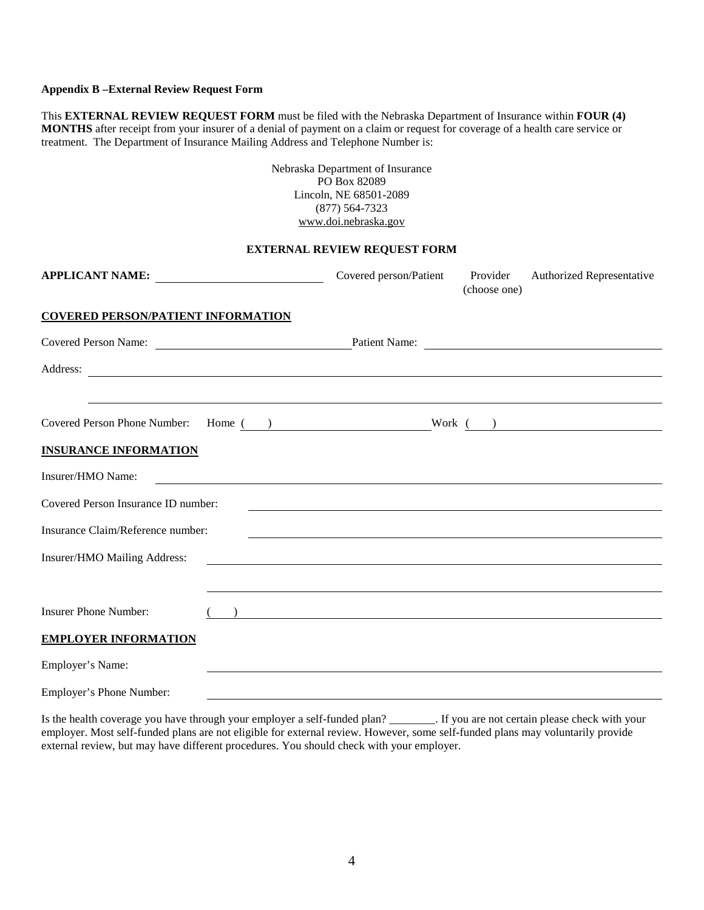**Appendix B –External Review Request Form**

This **EXTERNAL REVIEW REQUEST FORM** must be filed with the Nebraska Department of Insurance within **FOUR (4) MONTHS** after receipt from your insurer of a denial of payment on a claim or request for coverage of a health care service or treatment. The Department of Insurance Mailing Address and Telephone Number is:

Nebraska Department of Insurance
PO Box 82089
Lincoln, NE 68501-2089
(877) 564-7323
www.doi.nebraska.gov

**EXTERNAL REVIEW REQUEST FORM**

**APPLICANT NAME:** ____________________ Covered person/Patient Provider Authorized Representative (choose one)

**COVERED PERSON/PATIENT INFORMATION**

Covered Person Name: ____________________ Patient Name: ____________________

Address: ________________________________________

________________________________________

Covered Person Phone Number: Home ( ) ____________________ Work ( ) ____________________

**INSURANCE INFORMATION**

Insurer/HMO Name: ________________________________________

Covered Person Insurance ID number: ________________________________________

Insurance Claim/Reference number: ________________________________________

Insurer/HMO Mailing Address: ________________________________________

________________________________________

Insurer Phone Number: ( ) ________________________________________

**EMPLOYER INFORMATION**

Employer's Name: ________________________________________

Employer's Phone Number: ________________________________________

Is the health coverage you have through your employer a self-funded plan? ________. If you are not certain please check with your employer. Most self-funded plans are not eligible for external review. However, some self-funded plans may voluntarily provide external review, but may have different procedures. You should check with your employer.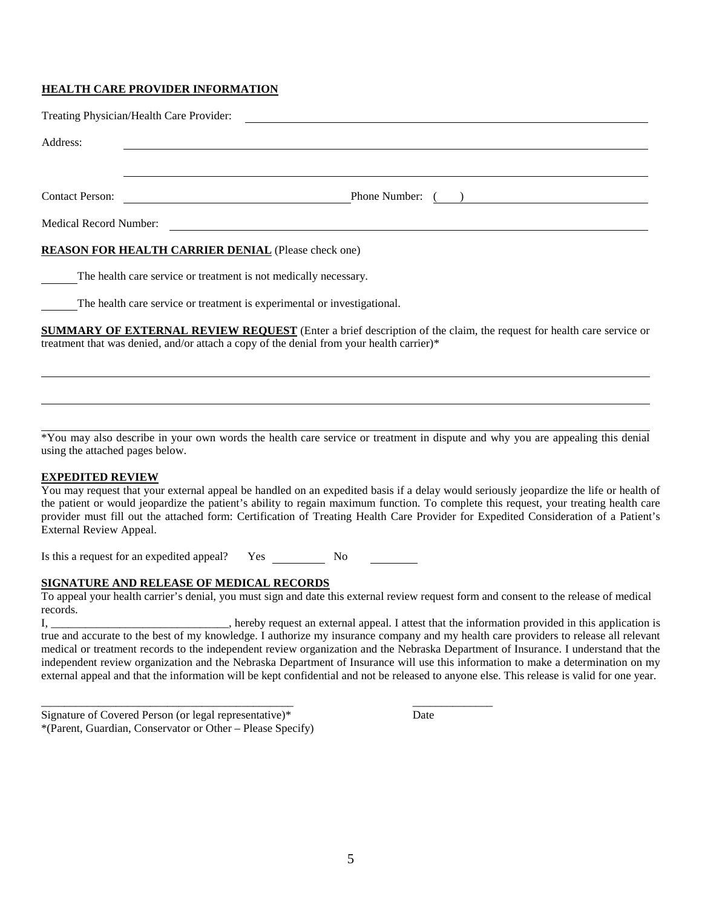**HEALTH CARE PROVIDER INFORMATION**

Treating Physician/Health Care Provider: ____________________________________________

Address: ____________________________________________

____________________________________________

Contact Person: ____________________ Phone Number: ( ) ____________________

Medical Record Number: ____________________________________________

**REASON FOR HEALTH CARRIER DENIAL** (Please check one)

______ The health care service or treatment is not medically necessary.

______ The health care service or treatment is experimental or investigational.

**SUMMARY OF EXTERNAL REVIEW REQUEST** (Enter a brief description of the claim, the request for health care service or treatment that was denied, and/or attach a copy of the denial from your health carrier)*

____________________________________________

____________________________________________

____________________________________________

*You may also describe in your own words the health care service or treatment in dispute and why you are appealing this denial using the attached pages below.

**EXPEDITED REVIEW**

You may request that your external appeal be handled on an expedited basis if a delay would seriously jeopardize the life or health of the patient or would jeopardize the patient's ability to regain maximum function. To complete this request, your treating health care provider must fill out the attached form: Certification of Treating Health Care Provider for Expedited Consideration of a Patient's External Review Appeal.

Is this a request for an expedited appeal? Yes ________ No ________

**SIGNATURE AND RELEASE OF MEDICAL RECORDS**

To appeal your health carrier's denial, you must sign and date this external review request form and consent to the release of medical records.

I, ______________________________, hereby request an external appeal. I attest that the information provided in this application is true and accurate to the best of my knowledge. I authorize my insurance company and my health care providers to release all relevant medical or treatment records to the independent review organization and the Nebraska Department of Insurance. I understand that the independent review organization and the Nebraska Department of Insurance will use this information to make a determination on my external appeal and that the information will be kept confidential and not be released to anyone else. This release is valid for one year.

______________________________________________ ______________

Signature of Covered Person (or legal representative)* Date

*(Parent, Guardian, Conservator or Other – Please Specify)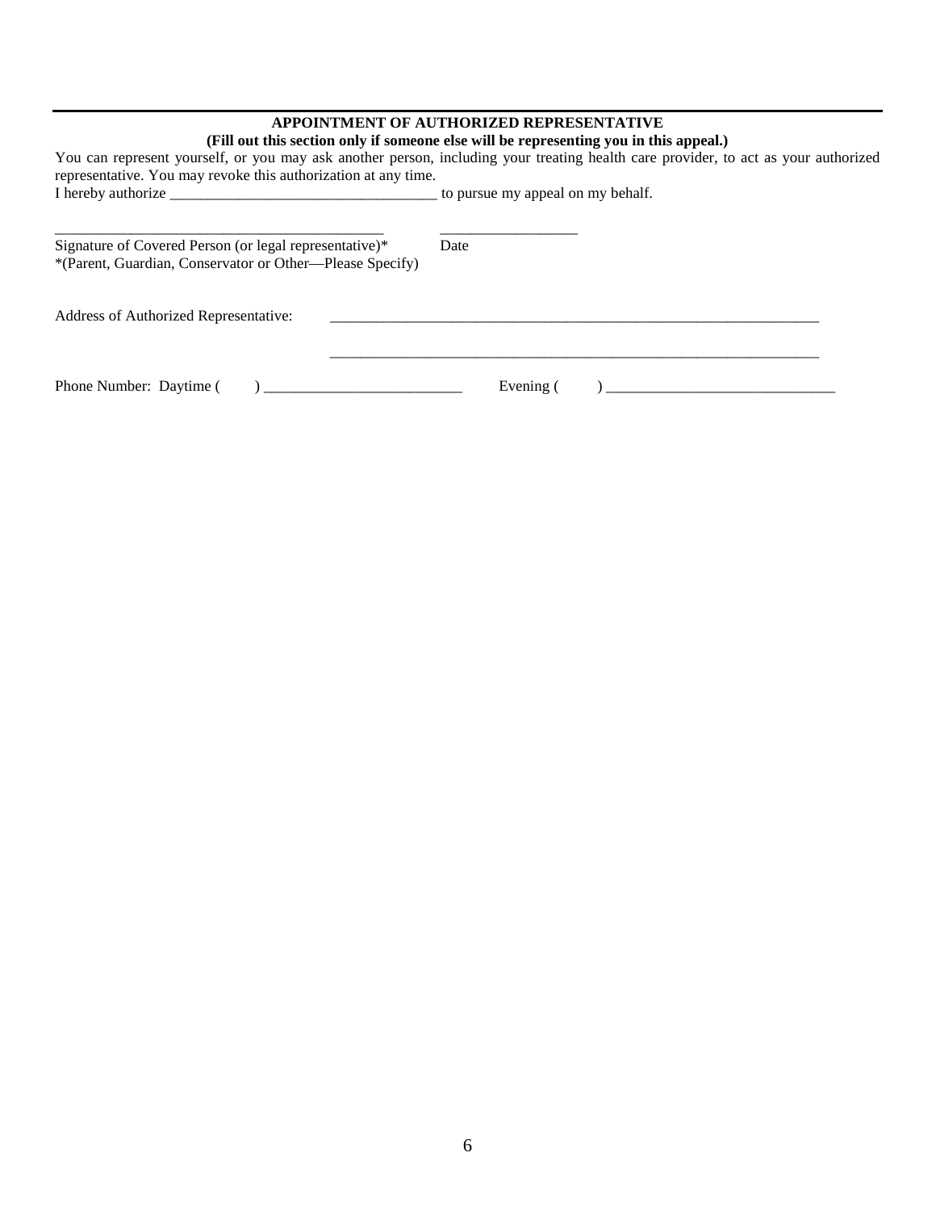---

**APPOINTMENT OF AUTHORIZED REPRESENTATIVE**
**(Fill out this section only if someone else will be representing you in this appeal.)**

You can represent yourself, or you may ask another person, including your treating health care provider, to act as your authorized representative. You may revoke this authorization at any time.

I hereby authorize ___________________________________ to pursue my appeal on my behalf.

____________________________________________ __________________

Signature of Covered Person (or legal representative)* Date
*(Parent, Guardian, Conservator or Other—Please Specify)

Address of Authorized Representative: _________________________________________________________________

_________________________________________________________________

Phone Number: Daytime (     ) __________________________ Evening (     ) ______________________________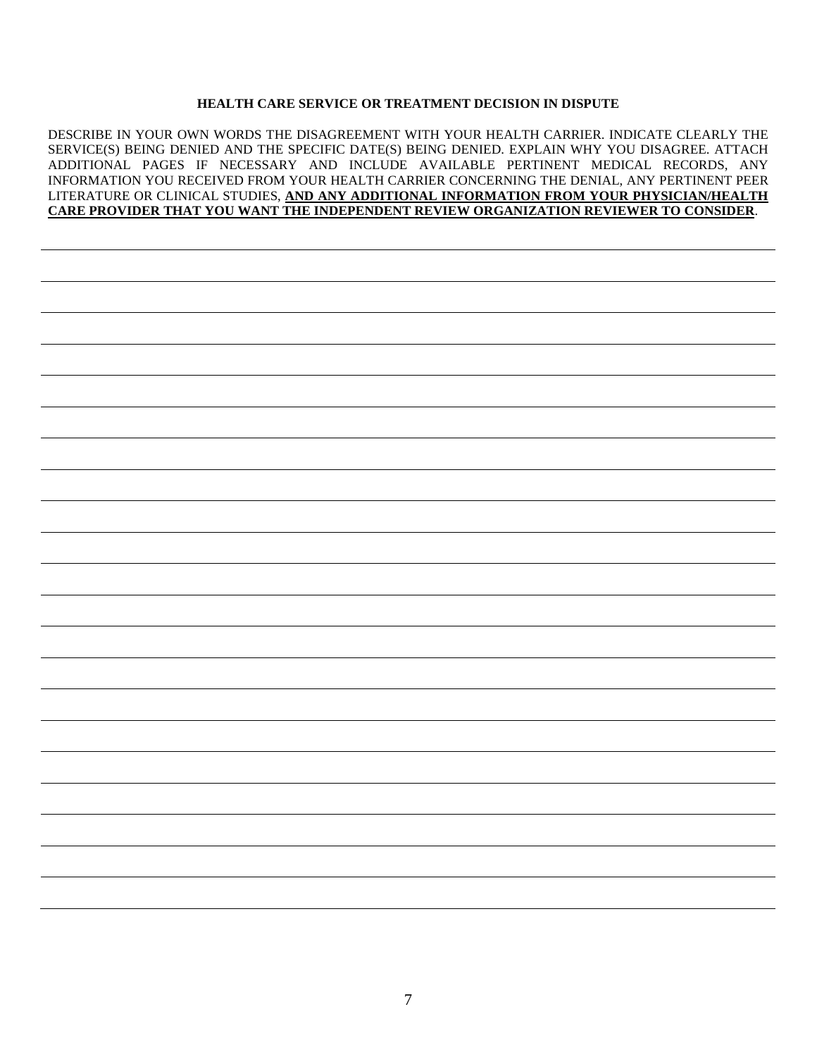**HEALTH CARE SERVICE OR TREATMENT DECISION IN DISPUTE**

DESCRIBE IN YOUR OWN WORDS THE DISAGREEMENT WITH YOUR HEALTH CARRIER. INDICATE CLEARLY THE SERVICE(S) BEING DENIED AND THE SPECIFIC DATE(S) BEING DENIED. EXPLAIN WHY YOU DISAGREE. ATTACH ADDITIONAL PAGES IF NECESSARY AND INCLUDE AVAILABLE PERTINENT MEDICAL RECORDS, ANY INFORMATION YOU RECEIVED FROM YOUR HEALTH CARRIER CONCERNING THE DENIAL, ANY PERTINENT PEER LITERATURE OR CLINICAL STUDIES, **AND ANY ADDITIONAL INFORMATION FROM YOUR PHYSICIAN/HEALTH CARE PROVIDER THAT YOU WANT THE INDEPENDENT REVIEW ORGANIZATION REVIEWER TO CONSIDER**.

\_\_\_\_\_\_\_\_\_\_\_\_\_\_\_\_\_\_\_\_\_\_\_\_\_\_\_\_\_\_\_\_\_\_\_\_\_\_\_\_\_\_\_\_\_\_\_\_\_\_\_\_\_\_\_\_\_\_\_\_\_\_\_\_\_\_\_\_\_\_\_\_\_\_\_\_\_\_

\_\_\_\_\_\_\_\_\_\_\_\_\_\_\_\_\_\_\_\_\_\_\_\_\_\_\_\_\_\_\_\_\_\_\_\_\_\_\_\_\_\_\_\_\_\_\_\_\_\_\_\_\_\_\_\_\_\_\_\_\_\_\_\_\_\_\_\_\_\_\_\_\_\_\_\_\_\_

\_\_\_\_\_\_\_\_\_\_\_\_\_\_\_\_\_\_\_\_\_\_\_\_\_\_\_\_\_\_\_\_\_\_\_\_\_\_\_\_\_\_\_\_\_\_\_\_\_\_\_\_\_\_\_\_\_\_\_\_\_\_\_\_\_\_\_\_\_\_\_\_\_\_\_\_\_\_

\_\_\_\_\_\_\_\_\_\_\_\_\_\_\_\_\_\_\_\_\_\_\_\_\_\_\_\_\_\_\_\_\_\_\_\_\_\_\_\_\_\_\_\_\_\_\_\_\_\_\_\_\_\_\_\_\_\_\_\_\_\_\_\_\_\_\_\_\_\_\_\_\_\_\_\_\_\_

\_\_\_\_\_\_\_\_\_\_\_\_\_\_\_\_\_\_\_\_\_\_\_\_\_\_\_\_\_\_\_\_\_\_\_\_\_\_\_\_\_\_\_\_\_\_\_\_\_\_\_\_\_\_\_\_\_\_\_\_\_\_\_\_\_\_\_\_\_\_\_\_\_\_\_\_\_\_

\_\_\_\_\_\_\_\_\_\_\_\_\_\_\_\_\_\_\_\_\_\_\_\_\_\_\_\_\_\_\_\_\_\_\_\_\_\_\_\_\_\_\_\_\_\_\_\_\_\_\_\_\_\_\_\_\_\_\_\_\_\_\_\_\_\_\_\_\_\_\_\_\_\_\_\_\_\_

\_\_\_\_\_\_\_\_\_\_\_\_\_\_\_\_\_\_\_\_\_\_\_\_\_\_\_\_\_\_\_\_\_\_\_\_\_\_\_\_\_\_\_\_\_\_\_\_\_\_\_\_\_\_\_\_\_\_\_\_\_\_\_\_\_\_\_\_\_\_\_\_\_\_\_\_\_\_

\_\_\_\_\_\_\_\_\_\_\_\_\_\_\_\_\_\_\_\_\_\_\_\_\_\_\_\_\_\_\_\_\_\_\_\_\_\_\_\_\_\_\_\_\_\_\_\_\_\_\_\_\_\_\_\_\_\_\_\_\_\_\_\_\_\_\_\_\_\_\_\_\_\_\_\_\_\_

\_\_\_\_\_\_\_\_\_\_\_\_\_\_\_\_\_\_\_\_\_\_\_\_\_\_\_\_\_\_\_\_\_\_\_\_\_\_\_\_\_\_\_\_\_\_\_\_\_\_\_\_\_\_\_\_\_\_\_\_\_\_\_\_\_\_\_\_\_\_\_\_\_\_\_\_\_\_

\_\_\_\_\_\_\_\_\_\_\_\_\_\_\_\_\_\_\_\_\_\_\_\_\_\_\_\_\_\_\_\_\_\_\_\_\_\_\_\_\_\_\_\_\_\_\_\_\_\_\_\_\_\_\_\_\_\_\_\_\_\_\_\_\_\_\_\_\_\_\_\_\_\_\_\_\_\_

\_\_\_\_\_\_\_\_\_\_\_\_\_\_\_\_\_\_\_\_\_\_\_\_\_\_\_\_\_\_\_\_\_\_\_\_\_\_\_\_\_\_\_\_\_\_\_\_\_\_\_\_\_\_\_\_\_\_\_\_\_\_\_\_\_\_\_\_\_\_\_\_\_\_\_\_\_\_

\_\_\_\_\_\_\_\_\_\_\_\_\_\_\_\_\_\_\_\_\_\_\_\_\_\_\_\_\_\_\_\_\_\_\_\_\_\_\_\_\_\_\_\_\_\_\_\_\_\_\_\_\_\_\_\_\_\_\_\_\_\_\_\_\_\_\_\_\_\_\_\_\_\_\_\_\_\_

\_\_\_\_\_\_\_\_\_\_\_\_\_\_\_\_\_\_\_\_\_\_\_\_\_\_\_\_\_\_\_\_\_\_\_\_\_\_\_\_\_\_\_\_\_\_\_\_\_\_\_\_\_\_\_\_\_\_\_\_\_\_\_\_\_\_\_\_\_\_\_\_\_\_\_\_\_\_

\_\_\_\_\_\_\_\_\_\_\_\_\_\_\_\_\_\_\_\_\_\_\_\_\_\_\_\_\_\_\_\_\_\_\_\_\_\_\_\_\_\_\_\_\_\_\_\_\_\_\_\_\_\_\_\_\_\_\_\_\_\_\_\_\_\_\_\_\_\_\_\_\_\_\_\_\_\_

\_\_\_\_\_\_\_\_\_\_\_\_\_\_\_\_\_\_\_\_\_\_\_\_\_\_\_\_\_\_\_\_\_\_\_\_\_\_\_\_\_\_\_\_\_\_\_\_\_\_\_\_\_\_\_\_\_\_\_\_\_\_\_\_\_\_\_\_\_\_\_\_\_\_\_\_\_\_

\_\_\_\_\_\_\_\_\_\_\_\_\_\_\_\_\_\_\_\_\_\_\_\_\_\_\_\_\_\_\_\_\_\_\_\_\_\_\_\_\_\_\_\_\_\_\_\_\_\_\_\_\_\_\_\_\_\_\_\_\_\_\_\_\_\_\_\_\_\_\_\_\_\_\_\_\_\_

\_\_\_\_\_\_\_\_\_\_\_\_\_\_\_\_\_\_\_\_\_\_\_\_\_\_\_\_\_\_\_\_\_\_\_\_\_\_\_\_\_\_\_\_\_\_\_\_\_\_\_\_\_\_\_\_\_\_\_\_\_\_\_\_\_\_\_\_\_\_\_\_\_\_\_\_\_\_

\_\_\_\_\_\_\_\_\_\_\_\_\_\_\_\_\_\_\_\_\_\_\_\_\_\_\_\_\_\_\_\_\_\_\_\_\_\_\_\_\_\_\_\_\_\_\_\_\_\_\_\_\_\_\_\_\_\_\_\_\_\_\_\_\_\_\_\_\_\_\_\_\_\_\_\_\_\_

\_\_\_\_\_\_\_\_\_\_\_\_\_\_\_\_\_\_\_\_\_\_\_\_\_\_\_\_\_\_\_\_\_\_\_\_\_\_\_\_\_\_\_\_\_\_\_\_\_\_\_\_\_\_\_\_\_\_\_\_\_\_\_\_\_\_\_\_\_\_\_\_\_\_\_\_\_\_

\_\_\_\_\_\_\_\_\_\_\_\_\_\_\_\_\_\_\_\_\_\_\_\_\_\_\_\_\_\_\_\_\_\_\_\_\_\_\_\_\_\_\_\_\_\_\_\_\_\_\_\_\_\_\_\_\_\_\_\_\_\_\_\_\_\_\_\_\_\_\_\_\_\_\_\_\_\_

\_\_\_\_\_\_\_\_\_\_\_\_\_\_\_\_\_\_\_\_\_\_\_\_\_\_\_\_\_\_\_\_\_\_\_\_\_\_\_\_\_\_\_\_\_\_\_\_\_\_\_\_\_\_\_\_\_\_\_\_\_\_\_\_\_\_\_\_\_\_\_\_\_\_\_\_\_\_

\_\_\_\_\_\_\_\_\_\_\_\_\_\_\_\_\_\_\_\_\_\_\_\_\_\_\_\_\_\_\_\_\_\_\_\_\_\_\_\_\_\_\_\_\_\_\_\_\_\_\_\_\_\_\_\_\_\_\_\_\_\_\_\_\_\_\_\_\_\_\_\_\_\_\_\_\_\_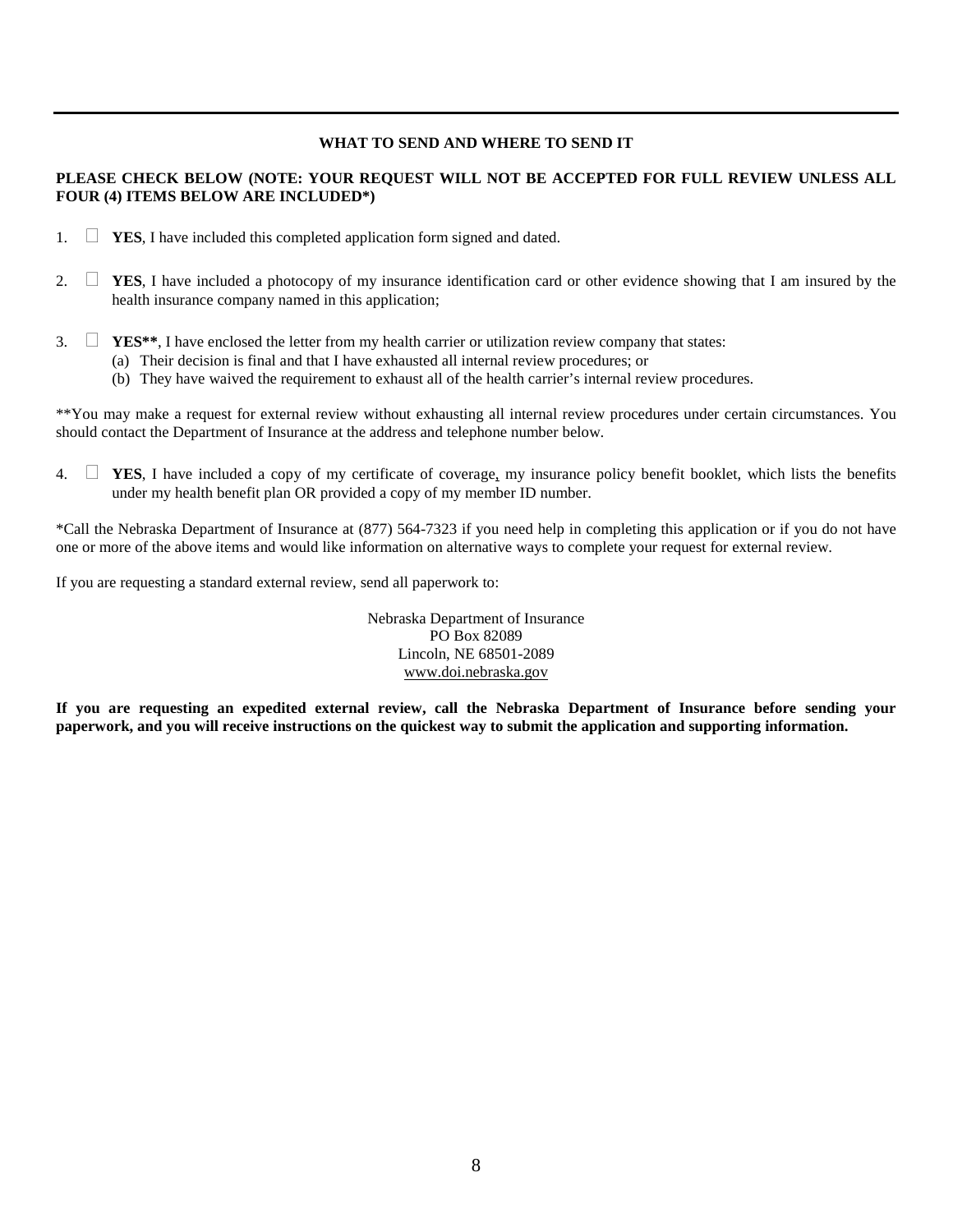---

**WHAT TO SEND AND WHERE TO SEND IT**

**PLEASE CHECK BELOW (NOTE: YOUR REQUEST WILL NOT BE ACCEPTED FOR FULL REVIEW UNLESS ALL FOUR (4) ITEMS BELOW ARE INCLUDED*)**

1. ☐ **YES**, I have included this completed application form signed and dated.

2. ☐ **YES**, I have included a photocopy of my insurance identification card or other evidence showing that I am insured by the health insurance company named in this application;

3. ☐ **YES****, I have enclosed the letter from my health carrier or utilization review company that states:
   - (a) Their decision is final and that I have exhausted all internal review procedures; or
   - (b) They have waived the requirement to exhaust all of the health carrier's internal review procedures.

**You may make a request for external review without exhausting all internal review procedures under certain circumstances. You should contact the Department of Insurance at the address and telephone number below.

4. ☐ **YES**, I have included a copy of my certificate of coverage, my insurance policy benefit booklet, which lists the benefits under my health benefit plan OR provided a copy of my member ID number.

*Call the Nebraska Department of Insurance at (877) 564-7323 if you need help in completing this application or if you do not have one or more of the above items and would like information on alternative ways to complete your request for external review.

If you are requesting a standard external review, send all paperwork to:

Nebraska Department of Insurance
PO Box 82089
Lincoln, NE 68501-2089
www.doi.nebraska.gov

**If you are requesting an expedited external review, call the Nebraska Department of Insurance before sending your paperwork, and you will receive instructions on the quickest way to submit the application and supporting information.**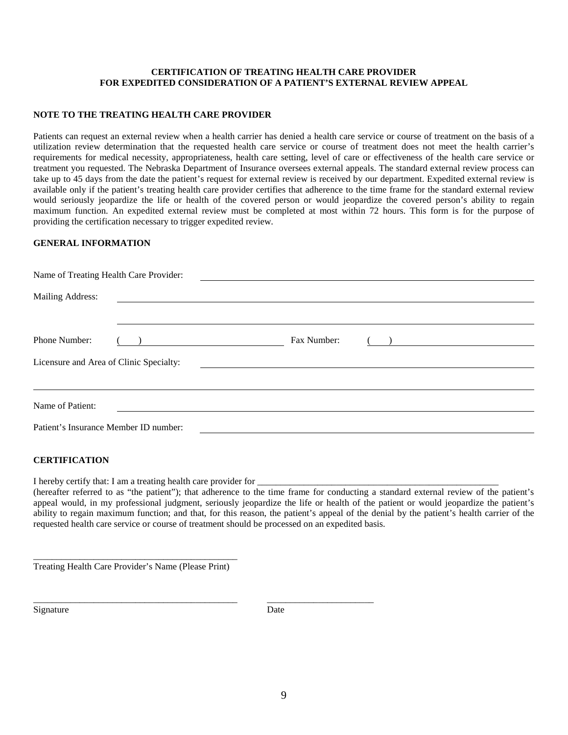**CERTIFICATION OF TREATING HEALTH CARE PROVIDER**
**FOR EXPEDITED CONSIDERATION OF A PATIENT'S EXTERNAL REVIEW APPEAL**

**NOTE TO THE TREATING HEALTH CARE PROVIDER**

Patients can request an external review when a health carrier has denied a health care service or course of treatment on the basis of a utilization review determination that the requested health care service or course of treatment does not meet the health carrier's requirements for medical necessity, appropriateness, health care setting, level of care or effectiveness of the health care service or treatment you requested. The Nebraska Department of Insurance oversees external appeals. The standard external review process can take up to 45 days from the date the patient's request for external review is received by our department. Expedited external review is available only if the patient's treating health care provider certifies that adherence to the time frame for the standard external review would seriously jeopardize the life or health of the covered person or would jeopardize the covered person's ability to regain maximum function. An expedited external review must be completed at most within 72 hours. This form is for the purpose of providing the certification necessary to trigger expedited review.

**GENERAL INFORMATION**

Name of Treating Health Care Provider: ______________________________

Mailing Address: ______________________________

______________________________

Phone Number: ( ) ______________________ Fax Number: ( ) ______________________

Licensure and Area of Clinic Specialty: ______________________________

______________________________

Name of Patient: ______________________________

Patient's Insurance Member ID number: ______________________________

**CERTIFICATION**

I hereby certify that: I am a treating health care provider for ______________________________ (hereafter referred to as "the patient"); that adherence to the time frame for conducting a standard external review of the patient's appeal would, in my professional judgment, seriously jeopardize the life or health of the patient or would jeopardize the patient's ability to regain maximum function; and that, for this reason, the patient's appeal of the denial by the patient's health carrier of the requested health care service or course of treatment should be processed on an expedited basis.

______________________________
Treating Health Care Provider's Name (Please Print)

______________________________ ______________________
Signature Date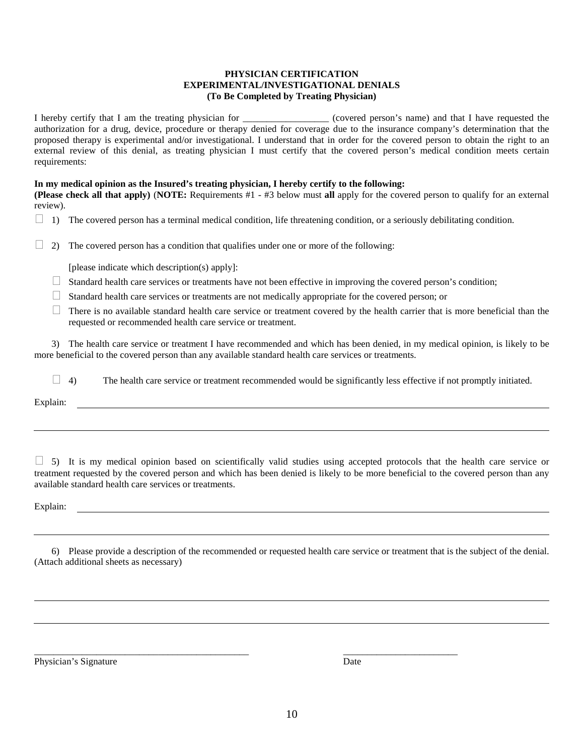**PHYSICIAN CERTIFICATION**
**EXPERIMENTAL/INVESTIGATIONAL DENIALS**
**(To Be Completed by Treating Physician)**

I hereby certify that I am the treating physician for __________________ (covered person's name) and that I have requested the authorization for a drug, device, procedure or therapy denied for coverage due to the insurance company's determination that the proposed therapy is experimental and/or investigational. I understand that in order for the covered person to obtain the right to an external review of this denial, as treating physician I must certify that the covered person's medical condition meets certain requirements:

**In my medical opinion as the Insured's treating physician, I hereby certify to the following:**
**(Please check all that apply)** (**NOTE:** Requirements #1 - #3 below must **all** apply for the covered person to qualify for an external review).

☐ 1) The covered person has a terminal medical condition, life threatening condition, or a seriously debilitating condition.

☐ 2) The covered person has a condition that qualifies under one or more of the following:

[please indicate which description(s) apply]:

☐ Standard health care services or treatments have not been effective in improving the covered person's condition;

☐ Standard health care services or treatments are not medically appropriate for the covered person; or

☐ There is no available standard health care service or treatment covered by the health carrier that is more beneficial than the requested or recommended health care service or treatment.

3) The health care service or treatment I have recommended and which has been denied, in my medical opinion, is likely to be more beneficial to the covered person than any available standard health care services or treatments.

☐ 4) The health care service or treatment recommended would be significantly less effective if not promptly initiated.

Explain: ______________________________________________________________________________

______________________________________________________________________________

☐ 5) It is my medical opinion based on scientifically valid studies using accepted protocols that the health care service or treatment requested by the covered person and which has been denied is likely to be more beneficial to the covered person than any available standard health care services or treatments.

Explain: ______________________________________________________________________________

______________________________________________________________________________

6) Please provide a description of the recommended or requested health care service or treatment that is the subject of the denial. (Attach additional sheets as necessary)

______________________________________________________________________________

______________________________________________________________________________

_______________________________________________ ________________________
Physician's Signature Date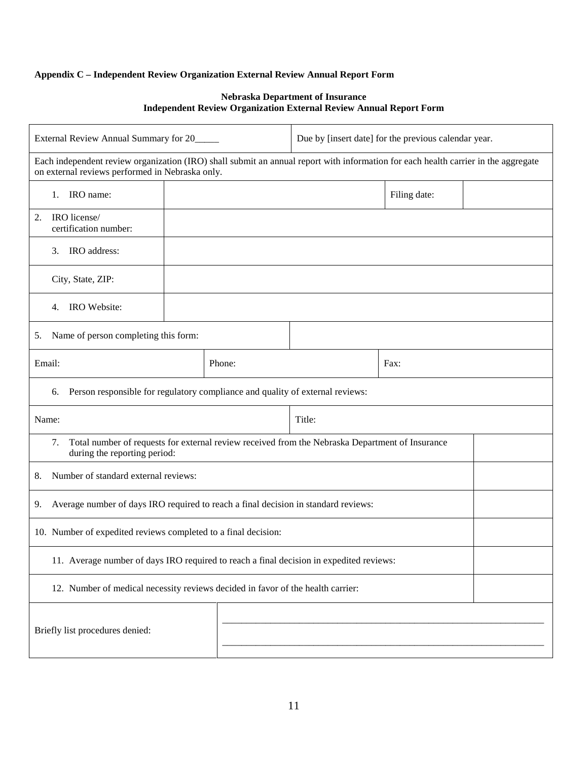**Appendix C – Independent Review Organization External Review Annual Report Form**

**Nebraska Department of Insurance**
**Independent Review Organization External Review Annual Report Form**

| External Review Annual Summary for 20_____ | | | Due by [insert date] for the previous calendar year. | | |
|---|---|---|---|---|---|
| Each independent review organization (IRO) shall submit an annual report with information for each health carrier in the aggregate on external reviews performed in Nebraska only. | | | | | |
| 1. IRO name: | | | | Filing date: | |
| 2. IRO license/ certification number: | | | | | |
| 3. IRO address: | | | | | |
| City, State, ZIP: | | | | | |
| 4. IRO Website: | | | | | |
| 5. Name of person completing this form: | | | | | |
| Email: | | Phone: | | Fax: | |
| 6. Person responsible for regulatory compliance and quality of external reviews: | | | | | |
| Name: | | | Title: | | |
| 7. Total number of requests for external review received from the Nebraska Department of Insurance during the reporting period: | | | | | |
| 8. Number of standard external reviews: | | | | | |
| 9. Average number of days IRO required to reach a final decision in standard reviews: | | | | | |
| 10. Number of expedited reviews completed to a final decision: | | | | | |
| 11. Average number of days IRO required to reach a final decision in expedited reviews: | | | | | |
| 12. Number of medical necessity reviews decided in favor of the health carrier: | | | | | |
| Briefly list procedures denied: | | ____________________________________________________________ ____________________________________________________________ | | | |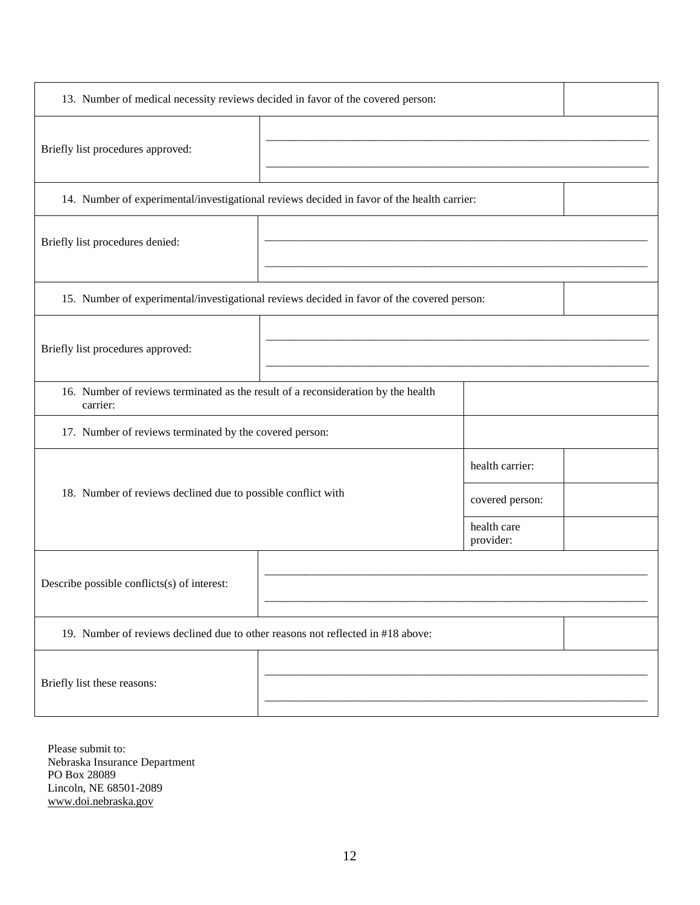| 13. Number of medical necessity reviews decided in favor of the covered person: | | | |
|---|---|---|---|
| Briefly list procedures approved: | \_\_\_\_\_\_\_\_\_\_\_\_\_\_\_\_\_\_\_\_\_\_\_\_\_\_\_\_\_\_\_\_\_\_\_\_\_\_\_\_ <br> \_\_\_\_\_\_\_\_\_\_\_\_\_\_\_\_\_\_\_\_\_\_\_\_\_\_\_\_\_\_\_\_\_\_\_\_\_\_\_\_ | | |
| 14. Number of experimental/investigational reviews decided in favor of the health carrier: | | | |
| Briefly list procedures denied: | \_\_\_\_\_\_\_\_\_\_\_\_\_\_\_\_\_\_\_\_\_\_\_\_\_\_\_\_\_\_\_\_\_\_\_\_\_\_\_\_ <br> \_\_\_\_\_\_\_\_\_\_\_\_\_\_\_\_\_\_\_\_\_\_\_\_\_\_\_\_\_\_\_\_\_\_\_\_\_\_\_\_ | | |
| 15. Number of experimental/investigational reviews decided in favor of the covered person: | | | |
| Briefly list procedures approved: | \_\_\_\_\_\_\_\_\_\_\_\_\_\_\_\_\_\_\_\_\_\_\_\_\_\_\_\_\_\_\_\_\_\_\_\_\_\_\_\_ <br> \_\_\_\_\_\_\_\_\_\_\_\_\_\_\_\_\_\_\_\_\_\_\_\_\_\_\_\_\_\_\_\_\_\_\_\_\_\_\_\_ | | |
| 16. Number of reviews terminated as the result of a reconsideration by the health carrier: | | | |
| 17. Number of reviews terminated by the covered person: | | | |
| 18. Number of reviews declined due to possible conflict with | | health carrier: | |
| | | covered person: | |
| | | health care provider: | |
| Describe possible conflicts(s) of interest: | \_\_\_\_\_\_\_\_\_\_\_\_\_\_\_\_\_\_\_\_\_\_\_\_\_\_\_\_\_\_\_\_\_\_\_\_\_\_\_\_ <br> \_\_\_\_\_\_\_\_\_\_\_\_\_\_\_\_\_\_\_\_\_\_\_\_\_\_\_\_\_\_\_\_\_\_\_\_\_\_\_\_ | | |
| 19. Number of reviews declined due to other reasons not reflected in #18 above: | | | |
| Briefly list these reasons: | \_\_\_\_\_\_\_\_\_\_\_\_\_\_\_\_\_\_\_\_\_\_\_\_\_\_\_\_\_\_\_\_\_\_\_\_\_\_\_\_ <br> \_\_\_\_\_\_\_\_\_\_\_\_\_\_\_\_\_\_\_\_\_\_\_\_\_\_\_\_\_\_\_\_\_\_\_\_\_\_\_\_ | | |

Please submit to:
Nebraska Insurance Department
PO Box 28089
Lincoln, NE 68501-2089
www.doi.nebraska.gov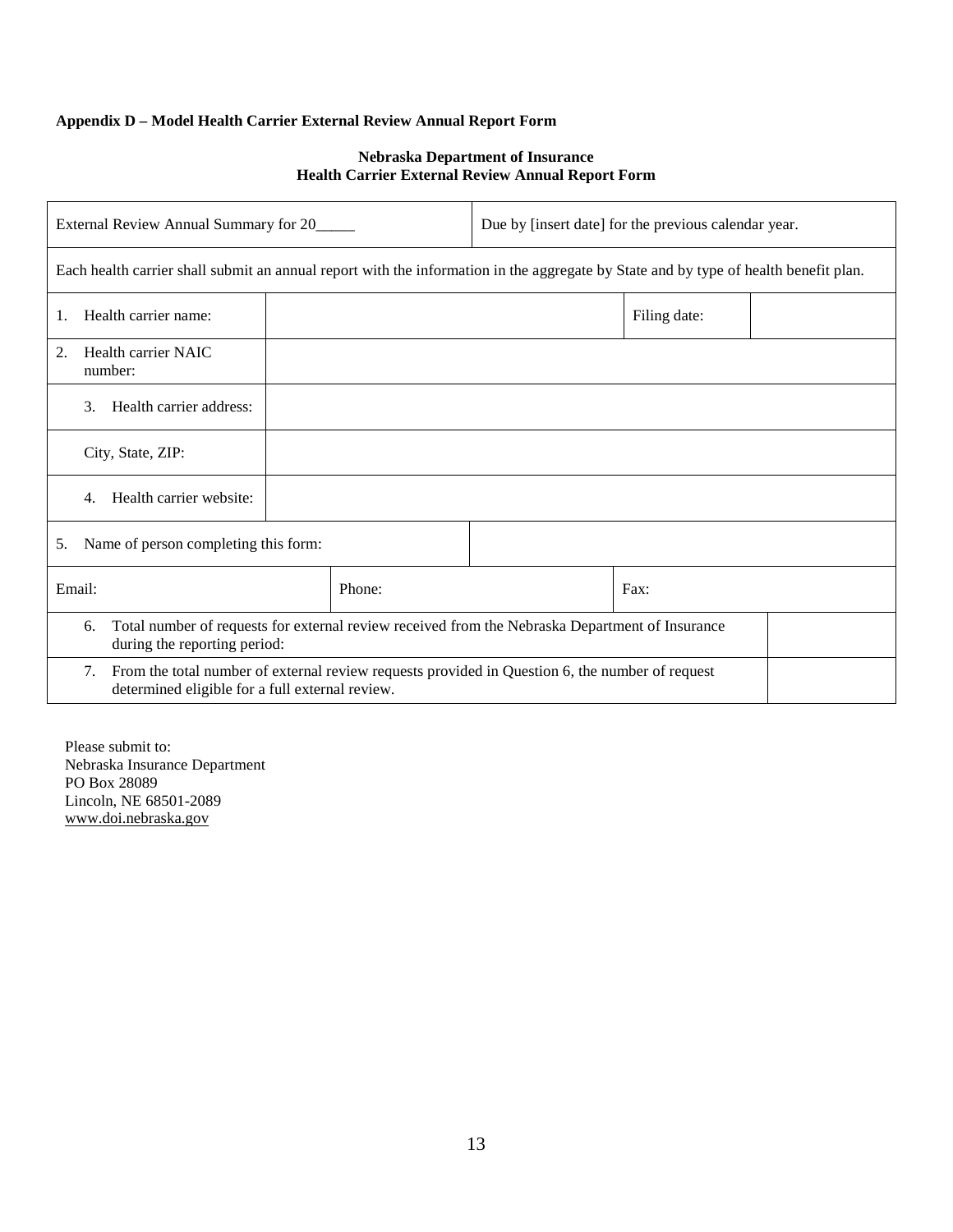**Appendix D – Model Health Carrier External Review Annual Report Form**

**Nebraska Department of Insurance**
**Health Carrier External Review Annual Report Form**

| | | | | | |
|---|---|---|---|---|---|
| External Review Annual Summary for 20_____ | | | Due by [insert date] for the previous calendar year. | | |
| Each health carrier shall submit an annual report with the information in the aggregate by State and by type of health benefit plan. | | | | | |
| 1. Health carrier name: | | | | Filing date: | |
| 2. Health carrier NAIC number: | | | | | |
| 3. Health carrier address: | | | | | |
| City, State, ZIP: | | | | | |
| 4. Health carrier website: | | | | | |
| 5. Name of person completing this form: | | | | | |
| Email: | | Phone: | | Fax: | |
| 6. Total number of requests for external review received from the Nebraska Department of Insurance during the reporting period: | | | | | |
| 7. From the total number of external review requests provided in Question 6, the number of request determined eligible for a full external review. | | | | | |

Please submit to:
Nebraska Insurance Department
PO Box 28089
Lincoln, NE 68501-2089
www.doi.nebraska.gov